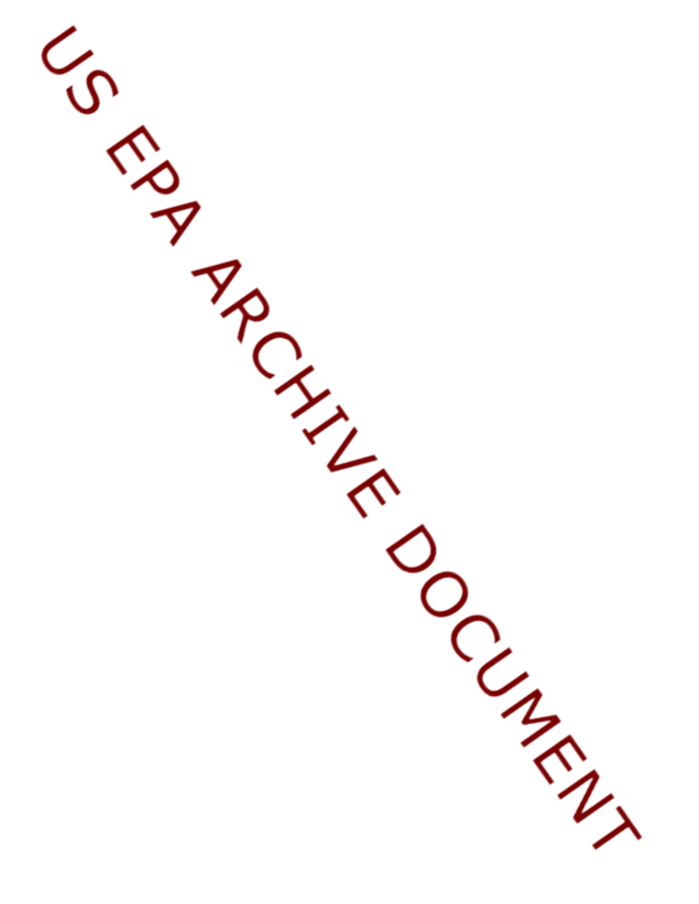US EPA ARCHIVE DOCUMENT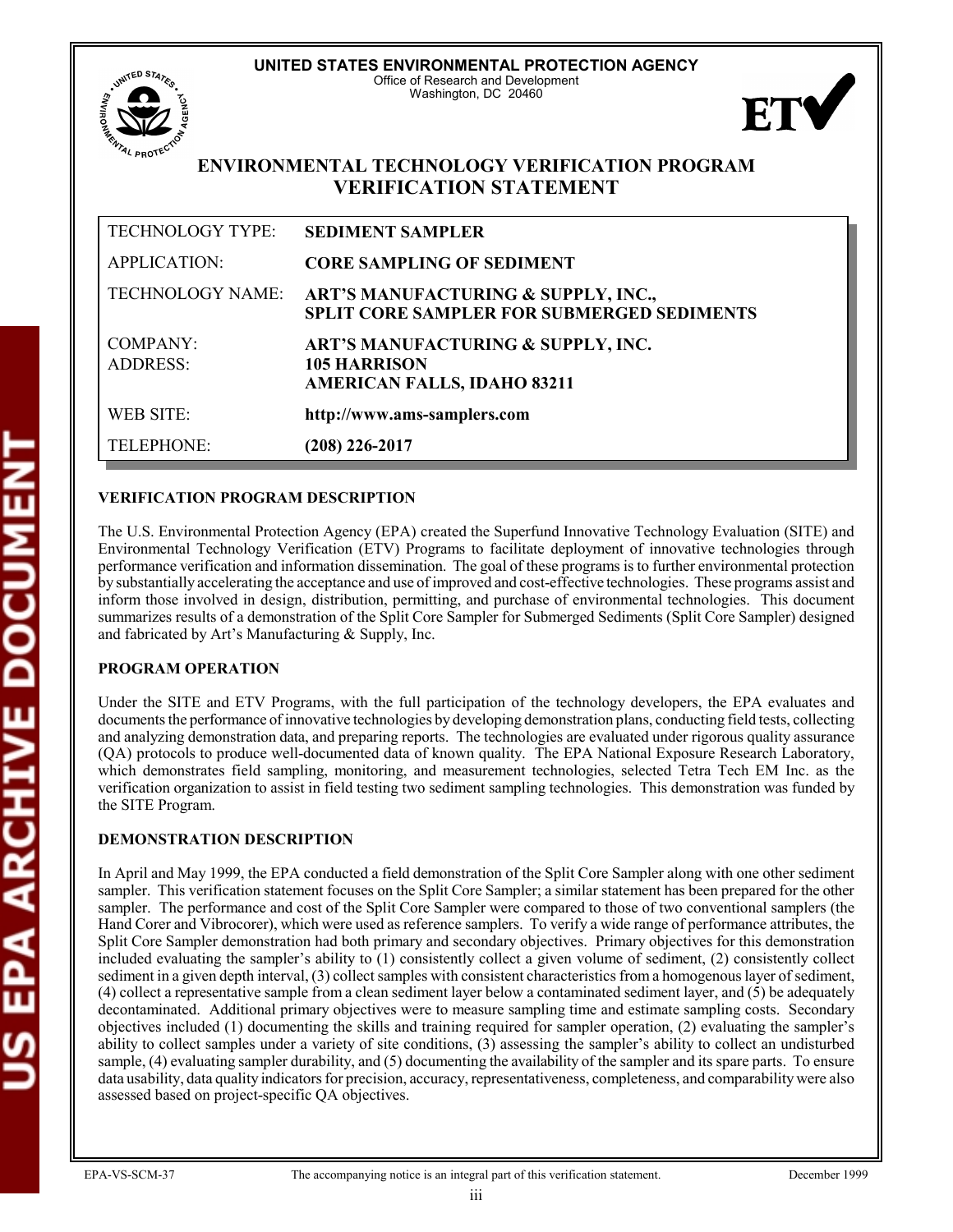**UNITED STATES ENVIRONMENTAL PROTECTION AGENCY**
Office of Research and Development
Washington, DC 20460

# ENVIRONMENTAL TECHNOLOGY VERIFICATION PROGRAM
# VERIFICATION STATEMENT

| | |
|---|---|
| TECHNOLOGY TYPE: | **SEDIMENT SAMPLER** |
| APPLICATION: | **CORE SAMPLING OF SEDIMENT** |
| TECHNOLOGY NAME: | **ART'S MANUFACTURING & SUPPLY, INC., SPLIT CORE SAMPLER FOR SUBMERGED SEDIMENTS** |
| COMPANY: ADDRESS: | **ART'S MANUFACTURING & SUPPLY, INC. 105 HARRISON AMERICAN FALLS, IDAHO 83211** |
| WEB SITE: | **http://www.ams-samplers.com** |
| TELEPHONE: | **(208) 226-2017** |

**VERIFICATION PROGRAM DESCRIPTION**

The U.S. Environmental Protection Agency (EPA) created the Superfund Innovative Technology Evaluation (SITE) and Environmental Technology Verification (ETV) Programs to facilitate deployment of innovative technologies through performance verification and information dissemination. The goal of these programs is to further environmental protection by substantially accelerating the acceptance and use of improved and cost-effective technologies. These programs assist and inform those involved in design, distribution, permitting, and purchase of environmental technologies. This document summarizes results of a demonstration of the Split Core Sampler for Submerged Sediments (Split Core Sampler) designed and fabricated by Art's Manufacturing & Supply, Inc.

**PROGRAM OPERATION**

Under the SITE and ETV Programs, with the full participation of the technology developers, the EPA evaluates and documents the performance of innovative technologies by developing demonstration plans, conducting field tests, collecting and analyzing demonstration data, and preparing reports. The technologies are evaluated under rigorous quality assurance (QA) protocols to produce well-documented data of known quality. The EPA National Exposure Research Laboratory, which demonstrates field sampling, monitoring, and measurement technologies, selected Tetra Tech EM Inc. as the verification organization to assist in field testing two sediment sampling technologies. This demonstration was funded by the SITE Program.

**DEMONSTRATION DESCRIPTION**

In April and May 1999, the EPA conducted a field demonstration of the Split Core Sampler along with one other sediment sampler. This verification statement focuses on the Split Core Sampler; a similar statement has been prepared for the other sampler. The performance and cost of the Split Core Sampler were compared to those of two conventional samplers (the Hand Corer and Vibrocorer), which were used as reference samplers. To verify a wide range of performance attributes, the Split Core Sampler demonstration had both primary and secondary objectives. Primary objectives for this demonstration included evaluating the sampler's ability to (1) consistently collect a given volume of sediment, (2) consistently collect sediment in a given depth interval, (3) collect samples with consistent characteristics from a homogenous layer of sediment, (4) collect a representative sample from a clean sediment layer below a contaminated sediment layer, and (5) be adequately decontaminated. Additional primary objectives were to measure sampling time and estimate sampling costs. Secondary objectives included (1) documenting the skills and training required for sampler operation, (2) evaluating the sampler's ability to collect samples under a variety of site conditions, (3) assessing the sampler's ability to collect an undisturbed sample, (4) evaluating sampler durability, and (5) documenting the availability of the sampler and its spare parts. To ensure data usability, data quality indicators for precision, accuracy, representativeness, completeness, and comparability were also assessed based on project-specific QA objectives.

EPA-VS-SCM-37 The accompanying notice is an integral part of this verification statement. December 1999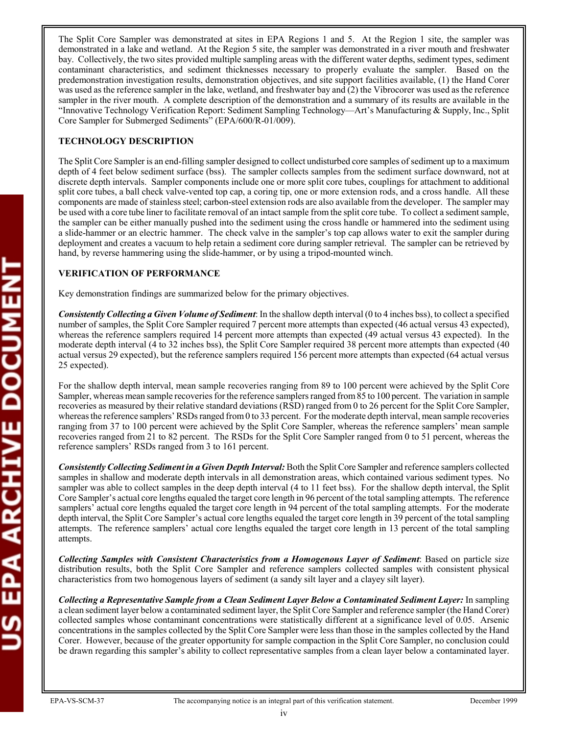The Split Core Sampler was demonstrated at sites in EPA Regions 1 and 5. At the Region 1 site, the sampler was demonstrated in a lake and wetland. At the Region 5 site, the sampler was demonstrated in a river mouth and freshwater bay. Collectively, the two sites provided multiple sampling areas with the different water depths, sediment types, sediment contaminant characteristics, and sediment thicknesses necessary to properly evaluate the sampler. Based on the predemonstration investigation results, demonstration objectives, and site support facilities available, (1) the Hand Corer was used as the reference sampler in the lake, wetland, and freshwater bay and (2) the Vibrocorer was used as the reference sampler in the river mouth. A complete description of the demonstration and a summary of its results are available in the "Innovative Technology Verification Report: Sediment Sampling Technology—Art's Manufacturing & Supply, Inc., Split Core Sampler for Submerged Sediments" (EPA/600/R-01/009).

**TECHNOLOGY DESCRIPTION**

The Split Core Sampler is an end-filling sampler designed to collect undisturbed core samples of sediment up to a maximum depth of 4 feet below sediment surface (bss). The sampler collects samples from the sediment surface downward, not at discrete depth intervals. Sampler components include one or more split core tubes, couplings for attachment to additional split core tubes, a ball check valve-vented top cap, a coring tip, one or more extension rods, and a cross handle. All these components are made of stainless steel; carbon-steel extension rods are also available from the developer. The sampler may be used with a core tube liner to facilitate removal of an intact sample from the split core tube. To collect a sediment sample, the sampler can be either manually pushed into the sediment using the cross handle or hammered into the sediment using a slide-hammer or an electric hammer. The check valve in the sampler's top cap allows water to exit the sampler during deployment and creates a vacuum to help retain a sediment core during sampler retrieval. The sampler can be retrieved by hand, by reverse hammering using the slide-hammer, or by using a tripod-mounted winch.

**VERIFICATION OF PERFORMANCE**

Key demonstration findings are summarized below for the primary objectives.

***Consistently Collecting a Given Volume of Sediment***: In the shallow depth interval (0 to 4 inches bss), to collect a specified number of samples, the Split Core Sampler required 7 percent more attempts than expected (46 actual versus 43 expected), whereas the reference samplers required 14 percent more attempts than expected (49 actual versus 43 expected). In the moderate depth interval (4 to 32 inches bss), the Split Core Sampler required 38 percent more attempts than expected (40 actual versus 29 expected), but the reference samplers required 156 percent more attempts than expected (64 actual versus 25 expected).

For the shallow depth interval, mean sample recoveries ranging from 89 to 100 percent were achieved by the Split Core Sampler, whereas mean sample recoveries for the reference samplers ranged from 85 to 100 percent. The variation in sample recoveries as measured by their relative standard deviations (RSD) ranged from 0 to 26 percent for the Split Core Sampler, whereas the reference samplers' RSDs ranged from 0 to 33 percent. For the moderate depth interval, mean sample recoveries ranging from 37 to 100 percent were achieved by the Split Core Sampler, whereas the reference samplers' mean sample recoveries ranged from 21 to 82 percent. The RSDs for the Split Core Sampler ranged from 0 to 51 percent, whereas the reference samplers' RSDs ranged from 3 to 161 percent.

***Consistently Collecting Sediment in a Given Depth Interval:*** Both the Split Core Sampler and reference samplers collected samples in shallow and moderate depth intervals in all demonstration areas, which contained various sediment types. No sampler was able to collect samples in the deep depth interval (4 to 11 feet bss). For the shallow depth interval, the Split Core Sampler's actual core lengths equaled the target core length in 96 percent of the total sampling attempts. The reference samplers' actual core lengths equaled the target core length in 94 percent of the total sampling attempts. For the moderate depth interval, the Split Core Sampler's actual core lengths equaled the target core length in 39 percent of the total sampling attempts. The reference samplers' actual core lengths equaled the target core length in 13 percent of the total sampling attempts.

***Collecting Samples with Consistent Characteristics from a Homogenous Layer of Sediment***: Based on particle size distribution results, both the Split Core Sampler and reference samplers collected samples with consistent physical characteristics from two homogenous layers of sediment (a sandy silt layer and a clayey silt layer).

***Collecting a Representative Sample from a Clean Sediment Layer Below a Contaminated Sediment Layer:*** In sampling a clean sediment layer below a contaminated sediment layer, the Split Core Sampler and reference sampler (the Hand Corer) collected samples whose contaminant concentrations were statistically different at a significance level of 0.05. Arsenic concentrations in the samples collected by the Split Core Sampler were less than those in the samples collected by the Hand Corer. However, because of the greater opportunity for sample compaction in the Split Core Sampler, no conclusion could be drawn regarding this sampler's ability to collect representative samples from a clean layer below a contaminated layer.

EPA-VS-SCM-37 The accompanying notice is an integral part of this verification statement. December 1999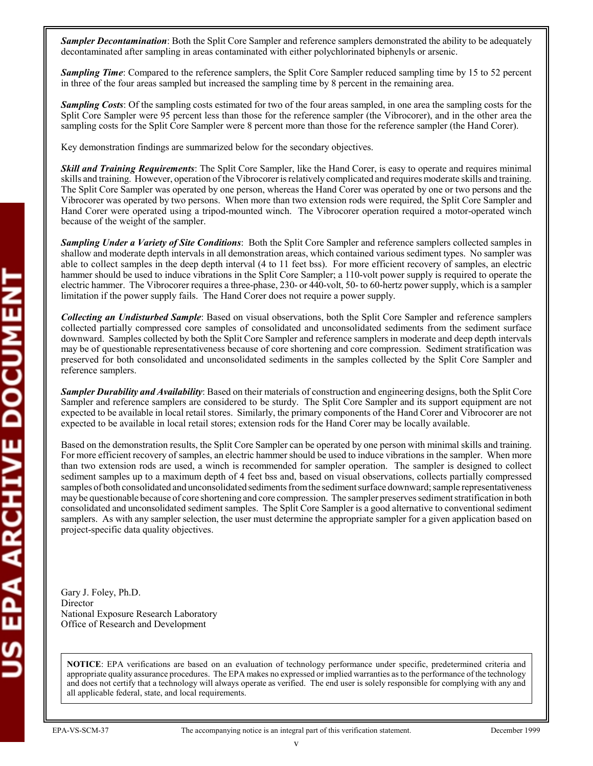***Sampler Decontamination***: Both the Split Core Sampler and reference samplers demonstrated the ability to be adequately decontaminated after sampling in areas contaminated with either polychlorinated biphenyls or arsenic.

***Sampling Time***: Compared to the reference samplers, the Split Core Sampler reduced sampling time by 15 to 52 percent in three of the four areas sampled but increased the sampling time by 8 percent in the remaining area.

***Sampling Costs***: Of the sampling costs estimated for two of the four areas sampled, in one area the sampling costs for the Split Core Sampler were 95 percent less than those for the reference sampler (the Vibrocorer), and in the other area the sampling costs for the Split Core Sampler were 8 percent more than those for the reference sampler (the Hand Corer).

Key demonstration findings are summarized below for the secondary objectives.

***Skill and Training Requirements***: The Split Core Sampler, like the Hand Corer, is easy to operate and requires minimal skills and training. However, operation of the Vibrocorer is relatively complicated and requires moderate skills and training. The Split Core Sampler was operated by one person, whereas the Hand Corer was operated by one or two persons and the Vibrocorer was operated by two persons. When more than two extension rods were required, the Split Core Sampler and Hand Corer were operated using a tripod-mounted winch. The Vibrocorer operation required a motor-operated winch because of the weight of the sampler.

***Sampling Under a Variety of Site Conditions***: Both the Split Core Sampler and reference samplers collected samples in shallow and moderate depth intervals in all demonstration areas, which contained various sediment types. No sampler was able to collect samples in the deep depth interval (4 to 11 feet bss). For more efficient recovery of samples, an electric hammer should be used to induce vibrations in the Split Core Sampler; a 110-volt power supply is required to operate the electric hammer. The Vibrocorer requires a three-phase, 230- or 440-volt, 50- to 60-hertz power supply, which is a sampler limitation if the power supply fails. The Hand Corer does not require a power supply.

***Collecting an Undisturbed Sample***: Based on visual observations, both the Split Core Sampler and reference samplers collected partially compressed core samples of consolidated and unconsolidated sediments from the sediment surface downward. Samples collected by both the Split Core Sampler and reference samplers in moderate and deep depth intervals may be of questionable representativeness because of core shortening and core compression. Sediment stratification was preserved for both consolidated and unconsolidated sediments in the samples collected by the Split Core Sampler and reference samplers.

***Sampler Durability and Availability***: Based on their materials of construction and engineering designs, both the Split Core Sampler and reference samplers are considered to be sturdy. The Split Core Sampler and its support equipment are not expected to be available in local retail stores. Similarly, the primary components of the Hand Corer and Vibrocorer are not expected to be available in local retail stores; extension rods for the Hand Corer may be locally available.

Based on the demonstration results, the Split Core Sampler can be operated by one person with minimal skills and training. For more efficient recovery of samples, an electric hammer should be used to induce vibrations in the sampler. When more than two extension rods are used, a winch is recommended for sampler operation. The sampler is designed to collect sediment samples up to a maximum depth of 4 feet bss and, based on visual observations, collects partially compressed samples of both consolidated and unconsolidated sediments from the sediment surface downward; sample representativeness may be questionable because of core shortening and core compression. The sampler preserves sediment stratification in both consolidated and unconsolidated sediment samples. The Split Core Sampler is a good alternative to conventional sediment samplers. As with any sampler selection, the user must determine the appropriate sampler for a given application based on project-specific data quality objectives.

Gary J. Foley, Ph.D.
Director
National Exposure Research Laboratory
Office of Research and Development

**NOTICE**: EPA verifications are based on an evaluation of technology performance under specific, predetermined criteria and appropriate quality assurance procedures. The EPA makes no expressed or implied warranties as to the performance of the technology and does not certify that a technology will always operate as verified. The end user is solely responsible for complying with any and all applicable federal, state, and local requirements.

EPA-VS-SCM-37 The accompanying notice is an integral part of this verification statement. December 1999